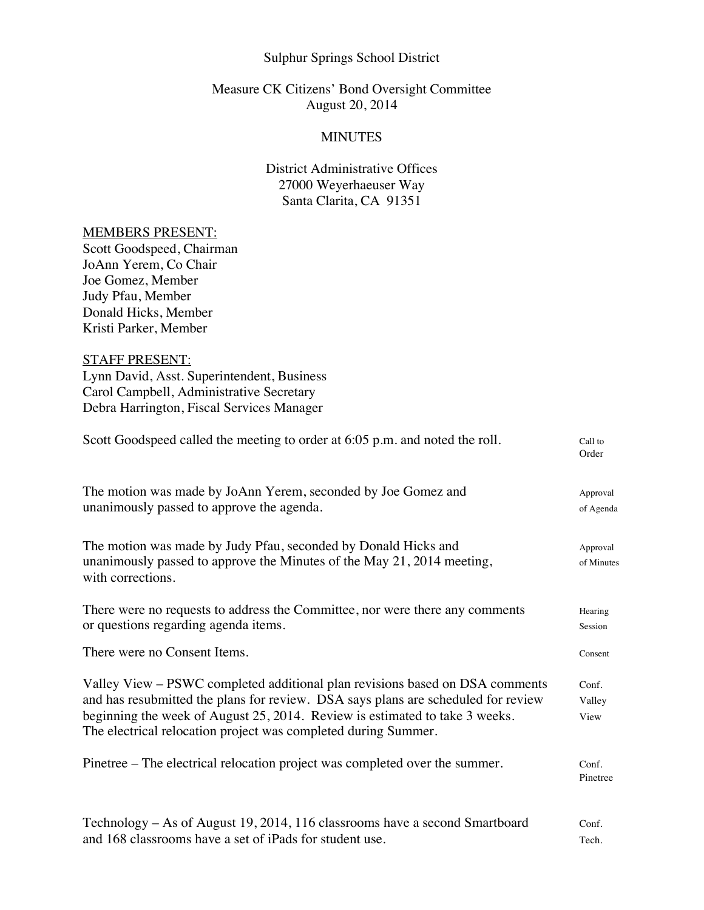Sulphur Springs School District

Measure CK Citizens' Bond Oversight Committee
August 20, 2014

# MINUTES

District Administrative Offices
27000 Weyerhaeuser Way
Santa Clarita, CA 91351

MEMBERS PRESENT:
Scott Goodspeed, Chairman
JoAnn Yerem, Co Chair
Joe Gomez, Member
Judy Pfau, Member
Donald Hicks, Member
Kristi Parker, Member

STAFF PRESENT:
Lynn David, Asst. Superintendent, Business
Carol Campbell, Administrative Secretary
Debra Harrington, Fiscal Services Manager

**Call to Order**

Scott Goodspeed called the meeting to order at 6:05 p.m. and noted the roll.

**Approval of Agenda**

The motion was made by JoAnn Yerem, seconded by Joe Gomez and unanimously passed to approve the agenda.

**Approval of Minutes**

The motion was made by Judy Pfau, seconded by Donald Hicks and unanimously passed to approve the Minutes of the May 21, 2014 meeting, with corrections.

**Hearing Session**

There were no requests to address the Committee, nor were there any comments or questions regarding agenda items.

**Consent**

There were no Consent Items.

**Conf. Valley View**

Valley View – PSWC completed additional plan revisions based on DSA comments and has resubmitted the plans for review. DSA says plans are scheduled for review beginning the week of August 25, 2014. Review is estimated to take 3 weeks. The electrical relocation project was completed during Summer.

**Conf. Pinetree**

Pinetree – The electrical relocation project was completed over the summer.

**Conf. Tech.**

Technology – As of August 19, 2014, 116 classrooms have a second Smartboard and 168 classrooms have a set of iPads for student use.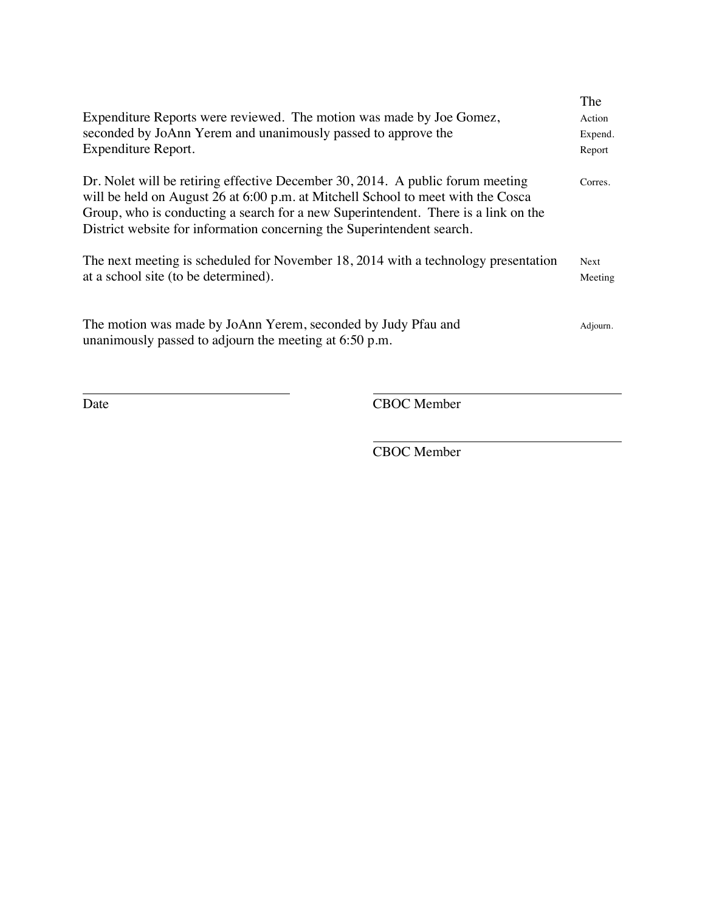Expenditure Reports were reviewed. The motion was made by Joe Gomez, seconded by JoAnn Yerem and unanimously passed to approve the Expenditure Report.

*The Action Expend. Report*

Dr. Nolet will be retiring effective December 30, 2014. A public forum meeting will be held on August 26 at 6:00 p.m. at Mitchell School to meet with the Cosca Group, who is conducting a search for a new Superintendent. There is a link on the District website for information concerning the Superintendent search.

*Corres.*

The next meeting is scheduled for November 18, 2014 with a technology presentation at a school site (to be determined).

*Next Meeting*

The motion was made by JoAnn Yerem, seconded by Judy Pfau and unanimously passed to adjourn the meeting at 6:50 p.m.

*Adjourn.*

\_\_\_\_\_\_\_\_\_\_\_\_\_\_\_\_\_\_\_\_\_\_\_\_\_\_\_\_
Date

\_\_\_\_\_\_\_\_\_\_\_\_\_\_\_\_\_\_\_\_\_\_\_\_\_\_\_\_
CBOC Member

\_\_\_\_\_\_\_\_\_\_\_\_\_\_\_\_\_\_\_\_\_\_\_\_\_\_\_\_
CBOC Member